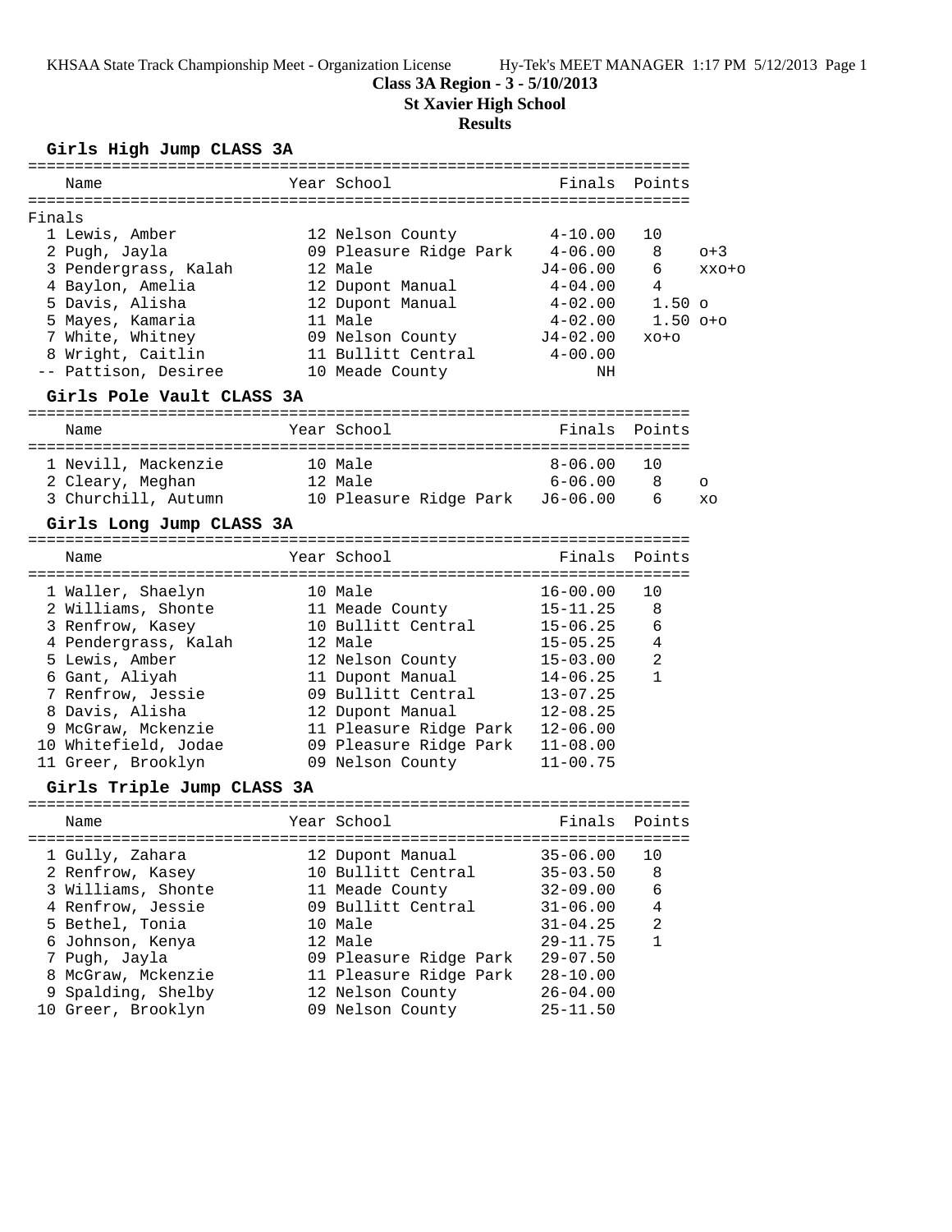# Class 3A Region - 3 - 5/10/2013

## St Xavier High School

## Results

### Girls High Jump CLASS 3A

Finals

| Place | Name | Year | School | Finals | Points | |
|---|---|---|---|---|---|---|
| 1 | Lewis, Amber | 12 | Nelson County | 4-10.00 | 10 | |
| 2 | Pugh, Jayla | 09 | Pleasure Ridge Park | 4-06.00 | 8 | o+3 |
| 3 | Pendergrass, Kalah | 12 | Male | J4-06.00 | 6 | xxo+o |
| 4 | Baylon, Amelia | 12 | Dupont Manual | 4-04.00 | 4 | |
| 5 | Davis, Alisha | 12 | Dupont Manual | 4-02.00 | 1.50 | o |
| 5 | Mayes, Kamaria | 11 | Male | 4-02.00 | 1.50 | o+o |
| 7 | White, Whitney | 09 | Nelson County | J4-02.00 | | xo+o |
| 8 | Wright, Caitlin | 11 | Bullitt Central | 4-00.00 | | |
| -- | Pattison, Desiree | 10 | Meade County | NH | | |

### Girls Pole Vault CLASS 3A

| Place | Name | Year | School | Finals | Points | |
|---|---|---|---|---|---|---|
| 1 | Nevill, Mackenzie | 10 | Male | 8-06.00 | 10 | |
| 2 | Cleary, Meghan | 12 | Male | 6-06.00 | 8 | o |
| 3 | Churchill, Autumn | 10 | Pleasure Ridge Park | J6-06.00 | 6 | xo |

### Girls Long Jump CLASS 3A

| Place | Name | Year | School | Finals | Points |
|---|---|---|---|---|---|
| 1 | Waller, Shaelyn | 10 | Male | 16-00.00 | 10 |
| 2 | Williams, Shonte | 11 | Meade County | 15-11.25 | 8 |
| 3 | Renfrow, Kasey | 10 | Bullitt Central | 15-06.25 | 6 |
| 4 | Pendergrass, Kalah | 12 | Male | 15-05.25 | 4 |
| 5 | Lewis, Amber | 12 | Nelson County | 15-03.00 | 2 |
| 6 | Gant, Aliyah | 11 | Dupont Manual | 14-06.25 | 1 |
| 7 | Renfrow, Jessie | 09 | Bullitt Central | 13-07.25 | |
| 8 | Davis, Alisha | 12 | Dupont Manual | 12-08.25 | |
| 9 | McGraw, Mckenzie | 11 | Pleasure Ridge Park | 12-06.00 | |
| 10 | Whitefield, Jodae | 09 | Pleasure Ridge Park | 11-08.00 | |
| 11 | Greer, Brooklyn | 09 | Nelson County | 11-00.75 | |

### Girls Triple Jump CLASS 3A

| Place | Name | Year | School | Finals | Points |
|---|---|---|---|---|---|
| 1 | Gully, Zahara | 12 | Dupont Manual | 35-06.00 | 10 |
| 2 | Renfrow, Kasey | 10 | Bullitt Central | 35-03.50 | 8 |
| 3 | Williams, Shonte | 11 | Meade County | 32-09.00 | 6 |
| 4 | Renfrow, Jessie | 09 | Bullitt Central | 31-06.00 | 4 |
| 5 | Bethel, Tonia | 10 | Male | 31-04.25 | 2 |
| 6 | Johnson, Kenya | 12 | Male | 29-11.75 | 1 |
| 7 | Pugh, Jayla | 09 | Pleasure Ridge Park | 29-07.50 | |
| 8 | McGraw, Mckenzie | 11 | Pleasure Ridge Park | 28-10.00 | |
| 9 | Spalding, Shelby | 12 | Nelson County | 26-04.00 | |
| 10 | Greer, Brooklyn | 09 | Nelson County | 25-11.50 | |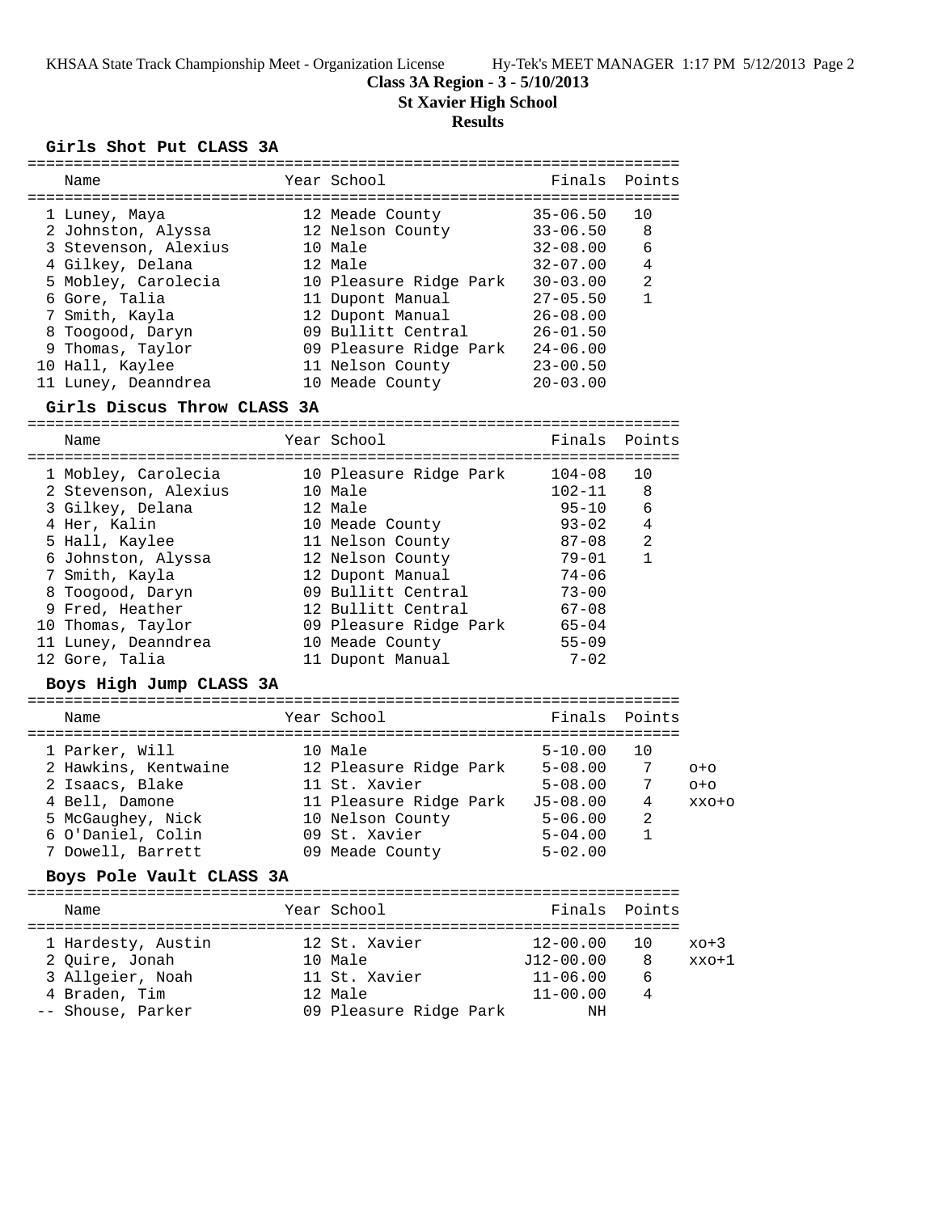**Class 3A Region - 3 - 5/10/2013**

**St Xavier High School**

**Results**

### Girls Shot Put CLASS 3A

| Place | Name | Year | School | Finals | Points |
|---|---|---|---|---|---|
| 1 | Luney, Maya | 12 | Meade County | 35-06.50 | 10 |
| 2 | Johnston, Alyssa | 12 | Nelson County | 33-06.50 | 8 |
| 3 | Stevenson, Alexius | 10 | Male | 32-08.00 | 6 |
| 4 | Gilkey, Delana | 12 | Male | 32-07.00 | 4 |
| 5 | Mobley, Carolecia | 10 | Pleasure Ridge Park | 30-03.00 | 2 |
| 6 | Gore, Talia | 11 | Dupont Manual | 27-05.50 | 1 |
| 7 | Smith, Kayla | 12 | Dupont Manual | 26-08.00 | |
| 8 | Toogood, Daryn | 09 | Bullitt Central | 26-01.50 | |
| 9 | Thomas, Taylor | 09 | Pleasure Ridge Park | 24-06.00 | |
| 10 | Hall, Kaylee | 11 | Nelson County | 23-00.50 | |
| 11 | Luney, Deanndrea | 10 | Meade County | 20-03.00 | |

### Girls Discus Throw CLASS 3A

| Place | Name | Year | School | Finals | Points |
|---|---|---|---|---|---|
| 1 | Mobley, Carolecia | 10 | Pleasure Ridge Park | 104-08 | 10 |
| 2 | Stevenson, Alexius | 10 | Male | 102-11 | 8 |
| 3 | Gilkey, Delana | 12 | Male | 95-10 | 6 |
| 4 | Her, Kalin | 10 | Meade County | 93-02 | 4 |
| 5 | Hall, Kaylee | 11 | Nelson County | 87-08 | 2 |
| 6 | Johnston, Alyssa | 12 | Nelson County | 79-01 | 1 |
| 7 | Smith, Kayla | 12 | Dupont Manual | 74-06 | |
| 8 | Toogood, Daryn | 09 | Bullitt Central | 73-00 | |
| 9 | Fred, Heather | 12 | Bullitt Central | 67-08 | |
| 10 | Thomas, Taylor | 09 | Pleasure Ridge Park | 65-04 | |
| 11 | Luney, Deanndrea | 10 | Meade County | 55-09 | |
| 12 | Gore, Talia | 11 | Dupont Manual | 7-02 | |

### Boys High Jump CLASS 3A

| Place | Name | Year | School | Finals | Points | |
|---|---|---|---|---|---|---|
| 1 | Parker, Will | 10 | Male | 5-10.00 | 10 | |
| 2 | Hawkins, Kentwaine | 12 | Pleasure Ridge Park | 5-08.00 | 7 | o+o |
| 2 | Isaacs, Blake | 11 | St. Xavier | 5-08.00 | 7 | o+o |
| 4 | Bell, Damone | 11 | Pleasure Ridge Park | J5-08.00 | 4 | xxo+o |
| 5 | McGaughey, Nick | 10 | Nelson County | 5-06.00 | 2 | |
| 6 | O'Daniel, Colin | 09 | St. Xavier | 5-04.00 | 1 | |
| 7 | Dowell, Barrett | 09 | Meade County | 5-02.00 | | |

### Boys Pole Vault CLASS 3A

| Place | Name | Year | School | Finals | Points | |
|---|---|---|---|---|---|---|
| 1 | Hardesty, Austin | 12 | St. Xavier | 12-00.00 | 10 | xo+3 |
| 2 | Quire, Jonah | 10 | Male | J12-00.00 | 8 | xxo+1 |
| 3 | Allgeier, Noah | 11 | St. Xavier | 11-06.00 | 6 | |
| 4 | Braden, Tim | 12 | Male | 11-00.00 | 4 | |
| -- | Shouse, Parker | 09 | Pleasure Ridge Park | NH | | |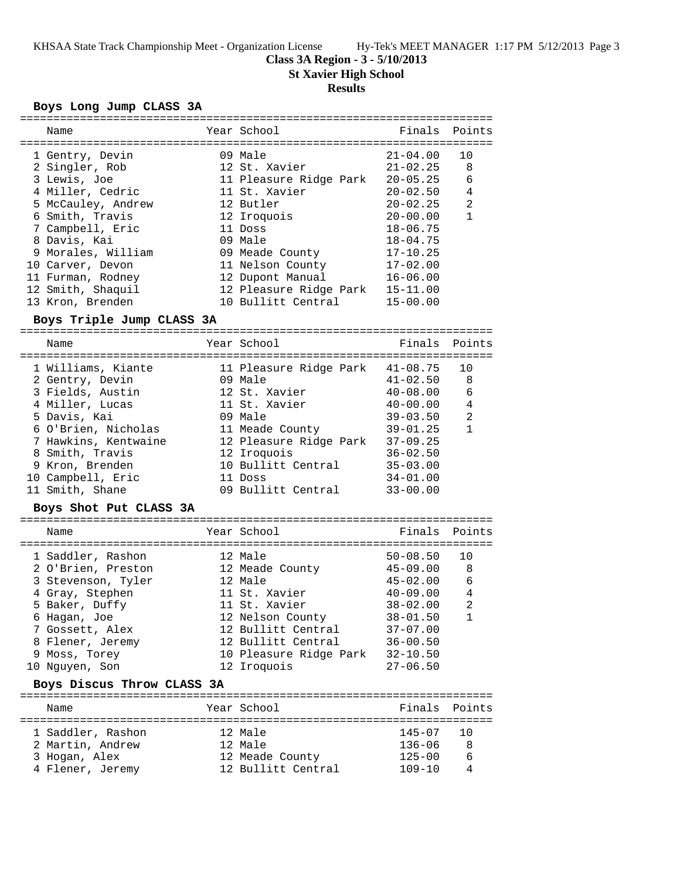**Class 3A Region - 3 - 5/10/2013**

**St Xavier High School**

**Results**

### Boys Long Jump CLASS 3A

| Name | Year | School | Finals | Points |
|---|---|---|---|---|
| 1 Gentry, Devin | 09 | Male | 21-04.00 | 10 |
| 2 Singler, Rob | 12 | St. Xavier | 21-02.25 | 8 |
| 3 Lewis, Joe | 11 | Pleasure Ridge Park | 20-05.25 | 6 |
| 4 Miller, Cedric | 11 | St. Xavier | 20-02.50 | 4 |
| 5 McCauley, Andrew | 12 | Butler | 20-02.25 | 2 |
| 6 Smith, Travis | 12 | Iroquois | 20-00.00 | 1 |
| 7 Campbell, Eric | 11 | Doss | 18-06.75 | |
| 8 Davis, Kai | 09 | Male | 18-04.75 | |
| 9 Morales, William | 09 | Meade County | 17-10.25 | |
| 10 Carver, Devon | 11 | Nelson County | 17-02.00 | |
| 11 Furman, Rodney | 12 | Dupont Manual | 16-06.00 | |
| 12 Smith, Shaquil | 12 | Pleasure Ridge Park | 15-11.00 | |
| 13 Kron, Brenden | 10 | Bullitt Central | 15-00.00 | |

### Boys Triple Jump CLASS 3A

| Name | Year | School | Finals | Points |
|---|---|---|---|---|
| 1 Williams, Kiante | 11 | Pleasure Ridge Park | 41-08.75 | 10 |
| 2 Gentry, Devin | 09 | Male | 41-02.50 | 8 |
| 3 Fields, Austin | 12 | St. Xavier | 40-08.00 | 6 |
| 4 Miller, Lucas | 11 | St. Xavier | 40-00.00 | 4 |
| 5 Davis, Kai | 09 | Male | 39-03.50 | 2 |
| 6 O'Brien, Nicholas | 11 | Meade County | 39-01.25 | 1 |
| 7 Hawkins, Kentwaine | 12 | Pleasure Ridge Park | 37-09.25 | |
| 8 Smith, Travis | 12 | Iroquois | 36-02.50 | |
| 9 Kron, Brenden | 10 | Bullitt Central | 35-03.00 | |
| 10 Campbell, Eric | 11 | Doss | 34-01.00 | |
| 11 Smith, Shane | 09 | Bullitt Central | 33-00.00 | |

### Boys Shot Put CLASS 3A

| Name | Year | School | Finals | Points |
|---|---|---|---|---|
| 1 Saddler, Rashon | 12 | Male | 50-08.50 | 10 |
| 2 O'Brien, Preston | 12 | Meade County | 45-09.00 | 8 |
| 3 Stevenson, Tyler | 12 | Male | 45-02.00 | 6 |
| 4 Gray, Stephen | 11 | St. Xavier | 40-09.00 | 4 |
| 5 Baker, Duffy | 11 | St. Xavier | 38-02.00 | 2 |
| 6 Hagan, Joe | 12 | Nelson County | 38-01.50 | 1 |
| 7 Gossett, Alex | 12 | Bullitt Central | 37-07.00 | |
| 8 Flener, Jeremy | 12 | Bullitt Central | 36-00.50 | |
| 9 Moss, Torey | 10 | Pleasure Ridge Park | 32-10.50 | |
| 10 Nguyen, Son | 12 | Iroquois | 27-06.50 | |

### Boys Discus Throw CLASS 3A

| Name | Year | School | Finals | Points |
|---|---|---|---|---|
| 1 Saddler, Rashon | 12 | Male | 145-07 | 10 |
| 2 Martin, Andrew | 12 | Male | 136-06 | 8 |
| 3 Hogan, Alex | 12 | Meade County | 125-00 | 6 |
| 4 Flener, Jeremy | 12 | Bullitt Central | 109-10 | 4 |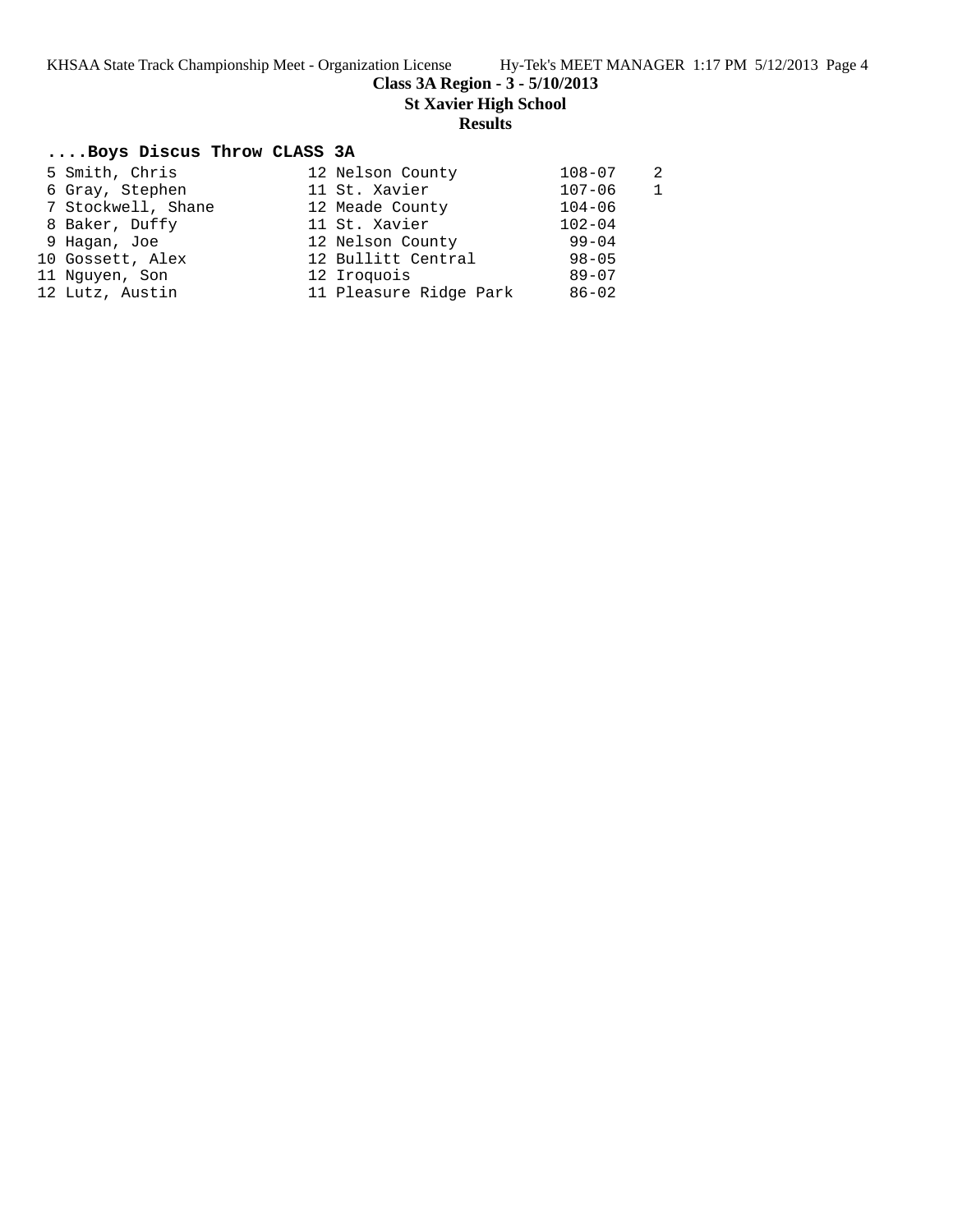**Class 3A Region - 3 - 5/10/2013**

**St Xavier High School**

**Results**

### ....Boys Discus Throw CLASS 3A

| | | | | | |
|---|---|---|---|---|---|
| 5 | Smith, Chris | 12 | Nelson County | 108-07 | 2 |
| 6 | Gray, Stephen | 11 | St. Xavier | 107-06 | 1 |
| 7 | Stockwell, Shane | 12 | Meade County | 104-06 | |
| 8 | Baker, Duffy | 11 | St. Xavier | 102-04 | |
| 9 | Hagan, Joe | 12 | Nelson County | 99-04 | |
| 10 | Gossett, Alex | 12 | Bullitt Central | 98-05 | |
| 11 | Nguyen, Son | 12 | Iroquois | 89-07 | |
| 12 | Lutz, Austin | 11 | Pleasure Ridge Park | 86-02 | |